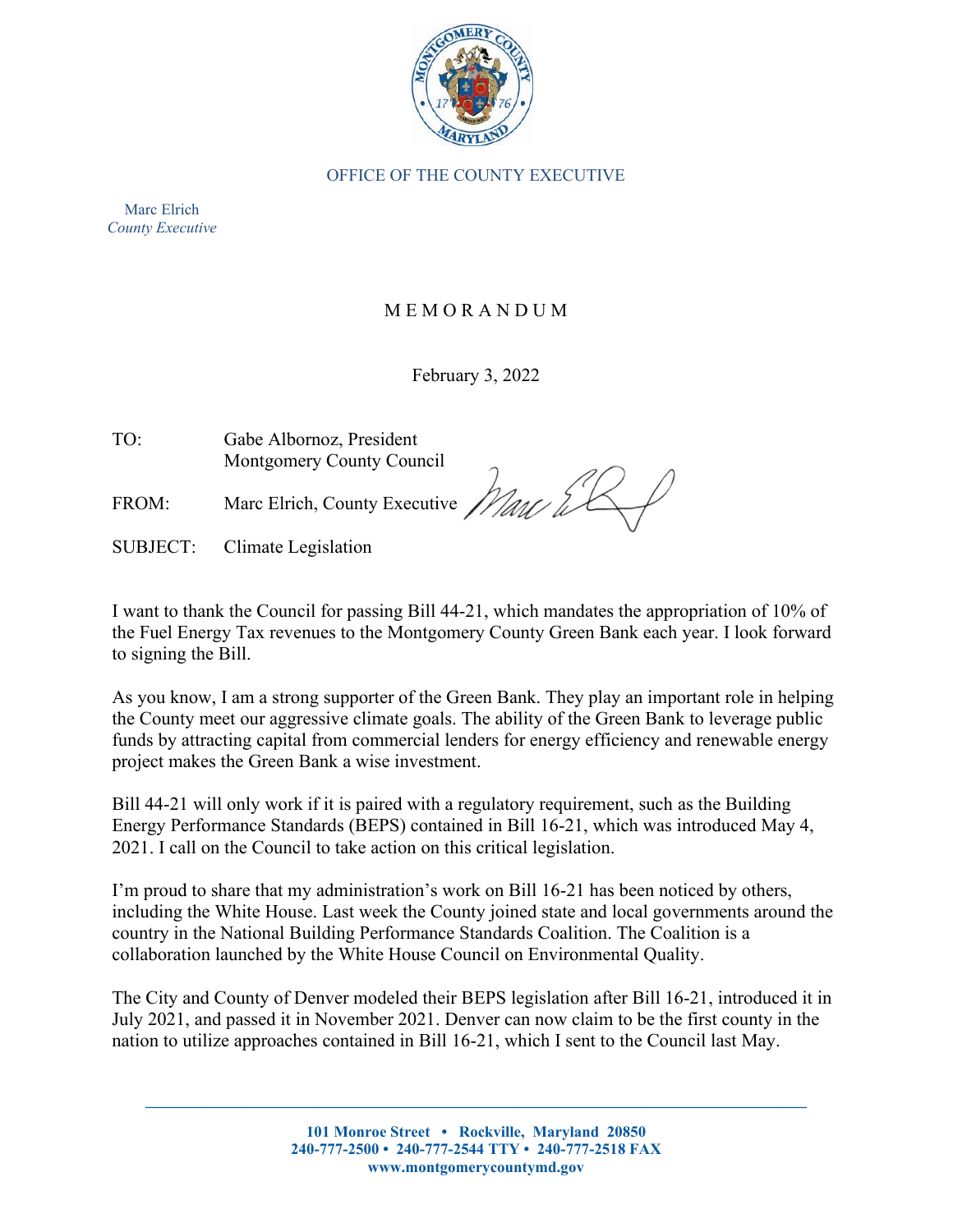OFFICE OF THE COUNTY EXECUTIVE

Marc Elrich
*County Executive*

# MEMORANDUM

February 3, 2022

TO: Gabe Albornoz, President
Montgomery County Council

FROM: Marc Elrich, County Executive

SUBJECT: Climate Legislation

I want to thank the Council for passing Bill 44-21, which mandates the appropriation of 10% of the Fuel Energy Tax revenues to the Montgomery County Green Bank each year. I look forward to signing the Bill.

As you know, I am a strong supporter of the Green Bank. They play an important role in helping the County meet our aggressive climate goals. The ability of the Green Bank to leverage public funds by attracting capital from commercial lenders for energy efficiency and renewable energy project makes the Green Bank a wise investment.

Bill 44-21 will only work if it is paired with a regulatory requirement, such as the Building Energy Performance Standards (BEPS) contained in Bill 16-21, which was introduced May 4, 2021. I call on the Council to take action on this critical legislation.

I'm proud to share that my administration's work on Bill 16-21 has been noticed by others, including the White House. Last week the County joined state and local governments around the country in the National Building Performance Standards Coalition. The Coalition is a collaboration launched by the White House Council on Environmental Quality.

The City and County of Denver modeled their BEPS legislation after Bill 16-21, introduced it in July 2021, and passed it in November 2021. Denver can now claim to be the first county in the nation to utilize approaches contained in Bill 16-21, which I sent to the Council last May.

101 Monroe Street • Rockville, Maryland 20850
240-777-2500 • 240-777-2544 TTY • 240-777-2518 FAX
www.montgomerycountymd.gov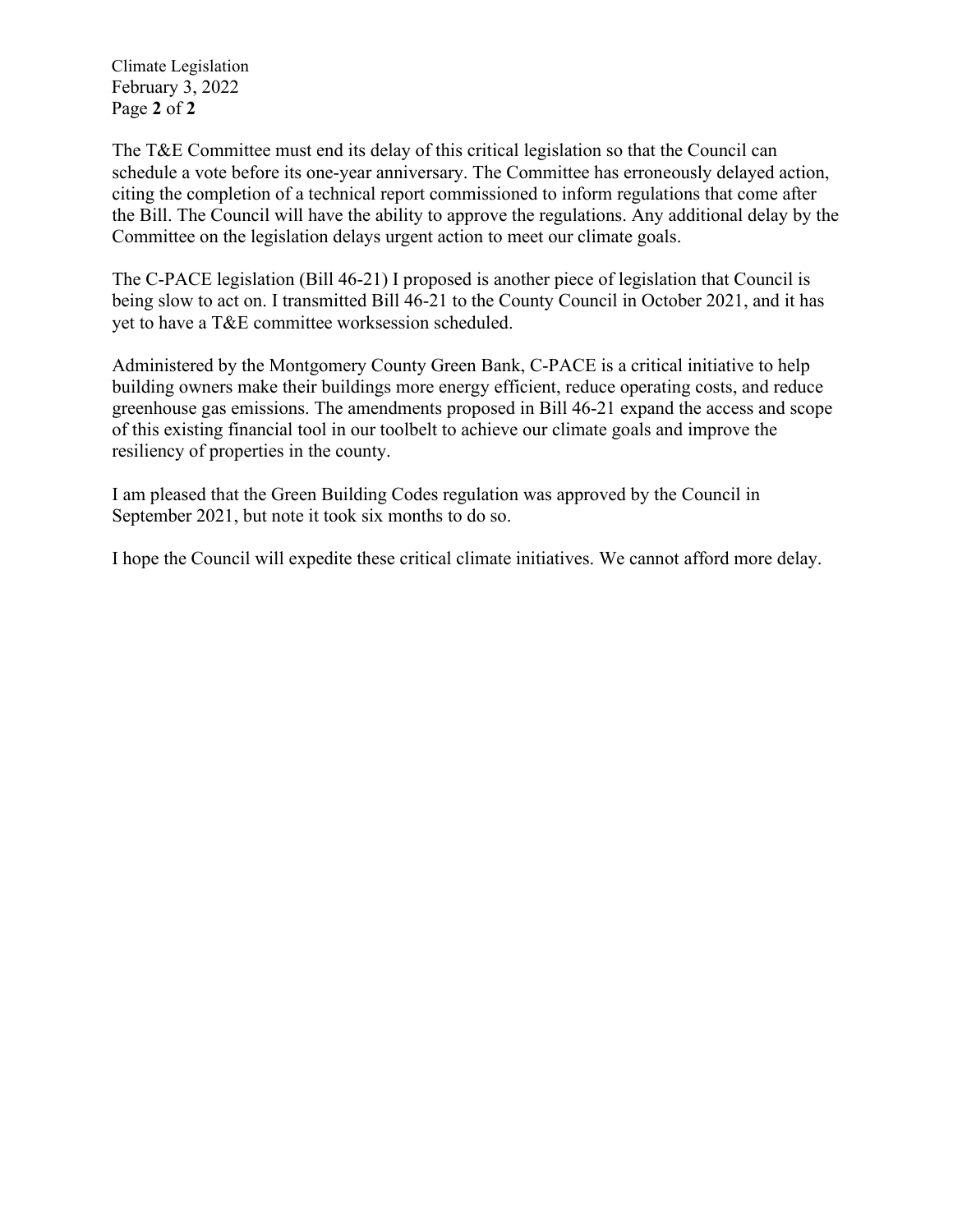The T&E Committee must end its delay of this critical legislation so that the Council can schedule a vote before its one-year anniversary. The Committee has erroneously delayed action, citing the completion of a technical report commissioned to inform regulations that come after the Bill. The Council will have the ability to approve the regulations. Any additional delay by the Committee on the legislation delays urgent action to meet our climate goals.

The C-PACE legislation (Bill 46-21) I proposed is another piece of legislation that Council is being slow to act on. I transmitted Bill 46-21 to the County Council in October 2021, and it has yet to have a T&E committee worksession scheduled.

Administered by the Montgomery County Green Bank, C-PACE is a critical initiative to help building owners make their buildings more energy efficient, reduce operating costs, and reduce greenhouse gas emissions. The amendments proposed in Bill 46-21 expand the access and scope of this existing financial tool in our toolbelt to achieve our climate goals and improve the resiliency of properties in the county.

I am pleased that the Green Building Codes regulation was approved by the Council in September 2021, but note it took six months to do so.

I hope the Council will expedite these critical climate initiatives. We cannot afford more delay.